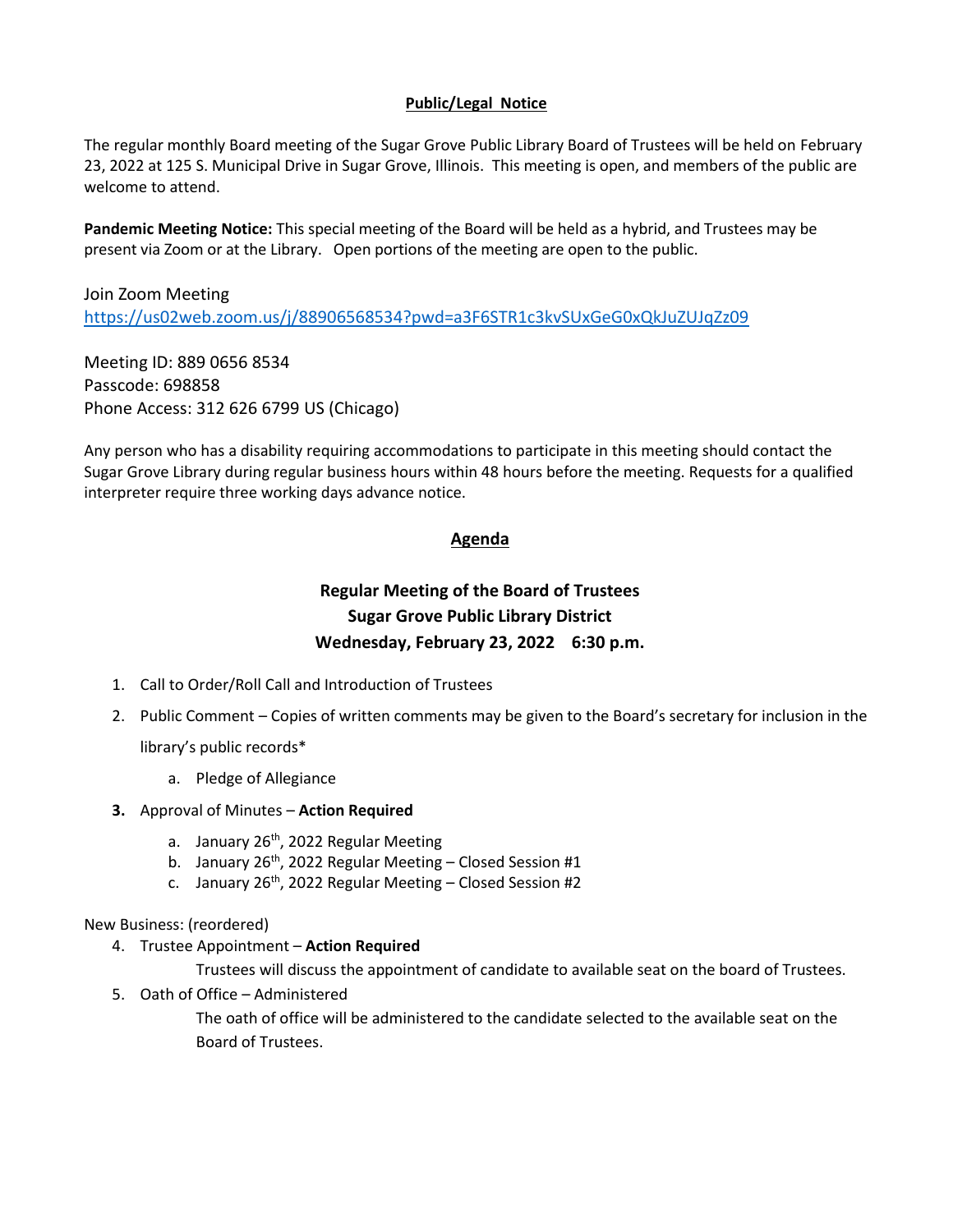**Public/Legal Notice**

The regular monthly Board meeting of the Sugar Grove Public Library Board of Trustees will be held on February 23, 2022 at 125 S. Municipal Drive in Sugar Grove, Illinois. This meeting is open, and members of the public are welcome to attend.

**Pandemic Meeting Notice:** This special meeting of the Board will be held as a hybrid, and Trustees may be present via Zoom or at the Library. Open portions of the meeting are open to the public.

Join Zoom Meeting
https://us02web.zoom.us/j/88906568534?pwd=a3F6STR1c3kvSUxGeG0xQkJuZUJqZz09

Meeting ID: 889 0656 8534
Passcode: 698858
Phone Access: 312 626 6799 US (Chicago)

Any person who has a disability requiring accommodations to participate in this meeting should contact the Sugar Grove Library during regular business hours within 48 hours before the meeting. Requests for a qualified interpreter require three working days advance notice.

**Agenda**

**Regular Meeting of the Board of Trustees**
**Sugar Grove Public Library District**
**Wednesday, February 23, 2022 6:30 p.m.**

1. Call to Order/Roll Call and Introduction of Trustees
2. Public Comment – Copies of written comments may be given to the Board's secretary for inclusion in the library's public records*
   a. Pledge of Allegiance
3. Approval of Minutes – **Action Required**
   a. January 26th, 2022 Regular Meeting
   b. January 26th, 2022 Regular Meeting – Closed Session #1
   c. January 26th, 2022 Regular Meeting – Closed Session #2

New Business: (reordered)

4. Trustee Appointment – **Action Required**

   Trustees will discuss the appointment of candidate to available seat on the board of Trustees.

5. Oath of Office – Administered

   The oath of office will be administered to the candidate selected to the available seat on the Board of Trustees.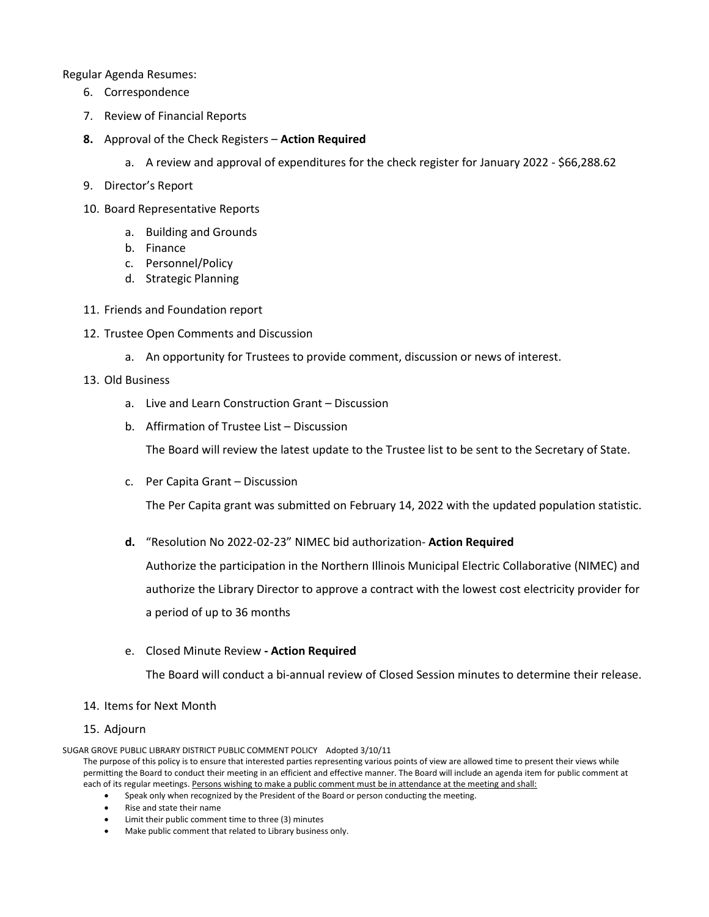Regular Agenda Resumes:

6. Correspondence
7. Review of Financial Reports
8. Approval of the Check Registers – **Action Required**
    a. A review and approval of expenditures for the check register for January 2022 - $66,288.62
9. Director's Report
10. Board Representative Reports
    a. Building and Grounds
    b. Finance
    c. Personnel/Policy
    d. Strategic Planning
11. Friends and Foundation report
12. Trustee Open Comments and Discussion
    a. An opportunity for Trustees to provide comment, discussion or news of interest.
13. Old Business
    a. Live and Learn Construction Grant – Discussion
    b. Affirmation of Trustee List – Discussion

       The Board will review the latest update to the Trustee list to be sent to the Secretary of State.
    c. Per Capita Grant – Discussion

       The Per Capita grant was submitted on February 14, 2022 with the updated population statistic.
    d. "Resolution No 2022-02-23" NIMEC bid authorization- **Action Required**

       Authorize the participation in the Northern Illinois Municipal Electric Collaborative (NIMEC) and authorize the Library Director to approve a contract with the lowest cost electricity provider for a period of up to 36 months
    e. Closed Minute Review **- Action Required**

       The Board will conduct a bi-annual review of Closed Session minutes to determine their release.
14. Items for Next Month
15. Adjourn

SUGAR GROVE PUBLIC LIBRARY DISTRICT PUBLIC COMMENT POLICY Adopted 3/10/11

The purpose of this policy is to ensure that interested parties representing various points of view are allowed time to present their views while permitting the Board to conduct their meeting in an efficient and effective manner. The Board will include an agenda item for public comment at each of its regular meetings. Persons wishing to make a public comment must be in attendance at the meeting and shall:

- Speak only when recognized by the President of the Board or person conducting the meeting.
- Rise and state their name
- Limit their public comment time to three (3) minutes
- Make public comment that related to Library business only.